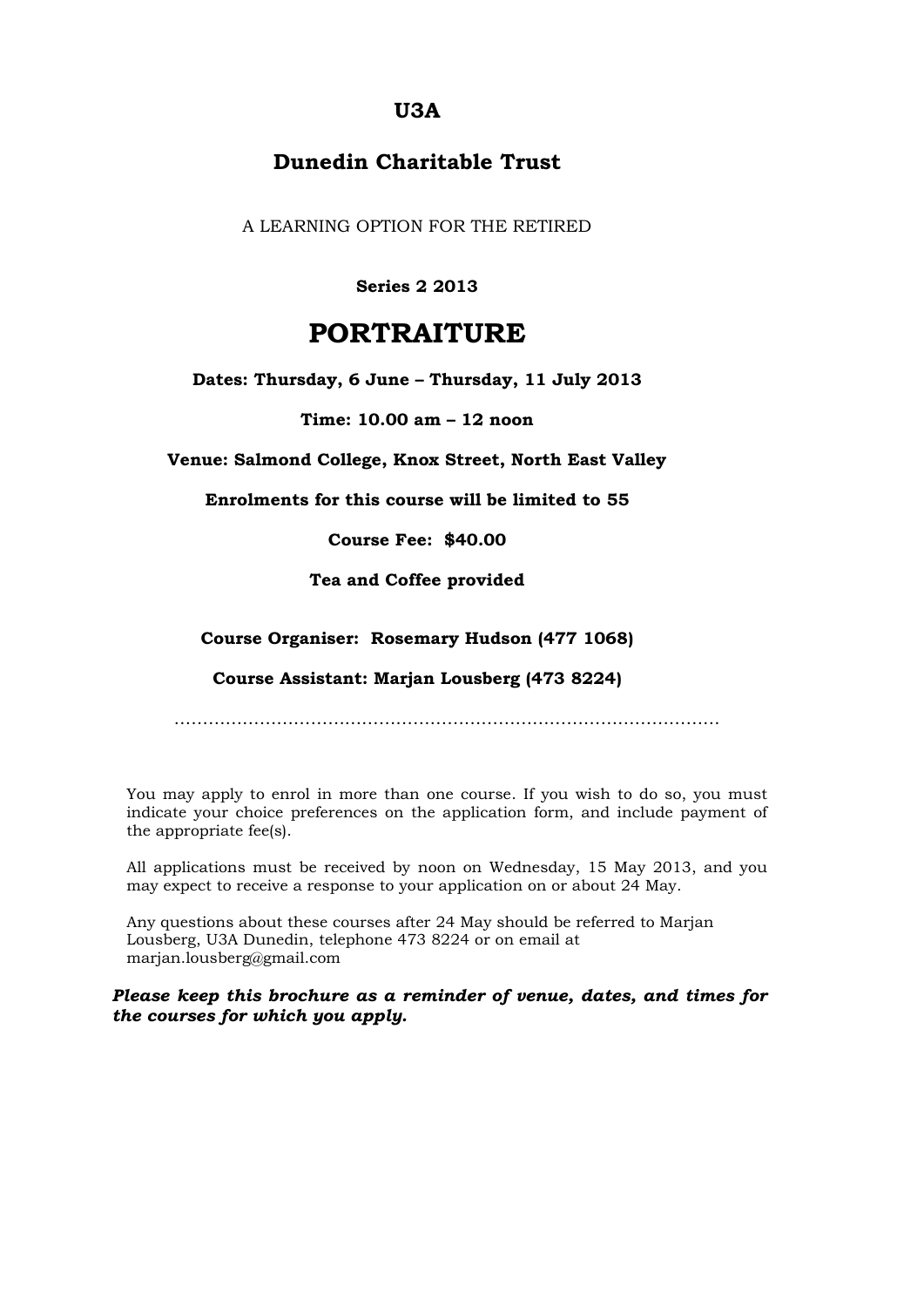# U3A

## Dunedin Charitable Trust

A LEARNING OPTION FOR THE RETIRED

**Series 2 2013**

# PORTRAITURE

**Dates: Thursday, 6 June – Thursday, 11 July 2013**

**Time: 10.00 am – 12 noon**

**Venue: Salmond College, Knox Street, North East Valley**

**Enrolments for this course will be limited to 55**

**Course Fee: $40.00**

**Tea and Coffee provided**

**Course Organiser: Rosemary Hudson (477 1068)**

**Course Assistant: Marjan Lousberg (473 8224)**

…………………………………………………………………………………………

You may apply to enrol in more than one course. If you wish to do so, you must indicate your choice preferences on the application form, and include payment of the appropriate fee(s).

All applications must be received by noon on Wednesday, 15 May 2013, and you may expect to receive a response to your application on or about 24 May.

Any questions about these courses after 24 May should be referred to Marjan Lousberg, U3A Dunedin, telephone 473 8224 or on email at marjan.lousberg@gmail.com

***Please keep this brochure as a reminder of venue, dates, and times for the courses for which you apply.***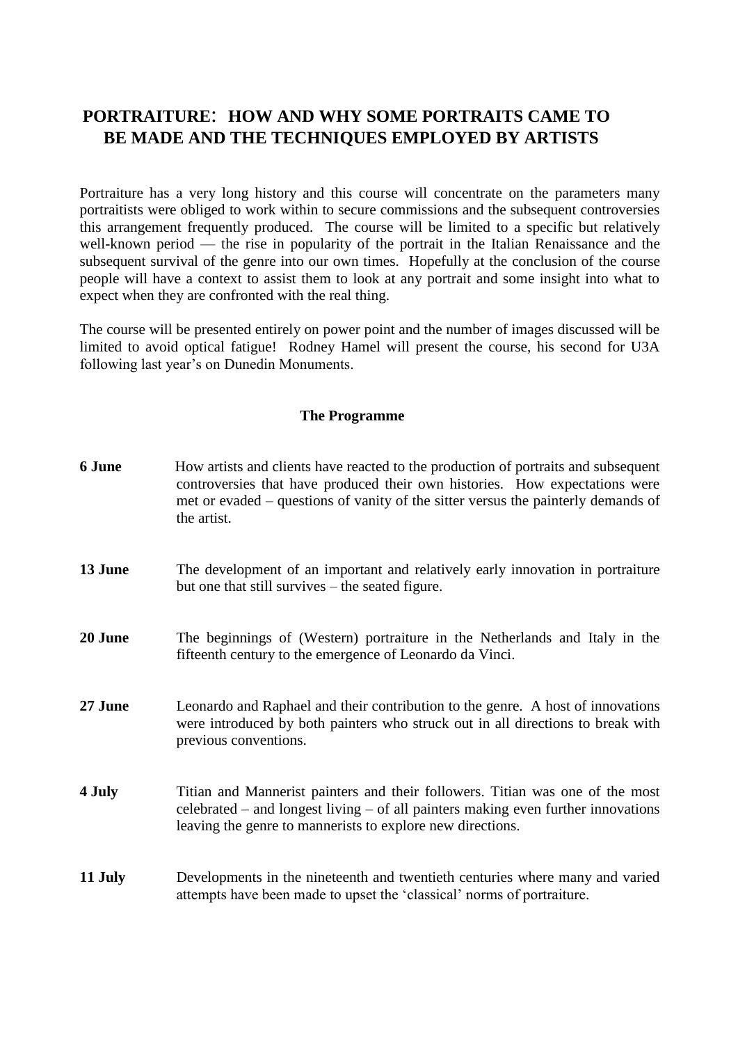# PORTRAITURE: HOW AND WHY SOME PORTRAITS CAME TO BE MADE AND THE TECHNIQUES EMPLOYED BY ARTISTS

Portraiture has a very long history and this course will concentrate on the parameters many portraitists were obliged to work within to secure commissions and the subsequent controversies this arrangement frequently produced. The course will be limited to a specific but relatively well-known period — the rise in popularity of the portrait in the Italian Renaissance and the subsequent survival of the genre into our own times. Hopefully at the conclusion of the course people will have a context to assist them to look at any portrait and some insight into what to expect when they are confronted with the real thing.

The course will be presented entirely on power point and the number of images discussed will be limited to avoid optical fatigue! Rodney Hamel will present the course, his second for U3A following last year's on Dunedin Monuments.

## The Programme

| | |
|---|---|
| **6 June** | How artists and clients have reacted to the production of portraits and subsequent controversies that have produced their own histories. How expectations were met or evaded – questions of vanity of the sitter versus the painterly demands of the artist. |
| **13 June** | The development of an important and relatively early innovation in portraiture but one that still survives – the seated figure. |
| **20 June** | The beginnings of (Western) portraiture in the Netherlands and Italy in the fifteenth century to the emergence of Leonardo da Vinci. |
| **27 June** | Leonardo and Raphael and their contribution to the genre. A host of innovations were introduced by both painters who struck out in all directions to break with previous conventions. |
| **4 July** | Titian and Mannerist painters and their followers. Titian was one of the most celebrated – and longest living – of all painters making even further innovations leaving the genre to mannerists to explore new directions. |
| **11 July** | Developments in the nineteenth and twentieth centuries where many and varied attempts have been made to upset the 'classical' norms of portraiture. |